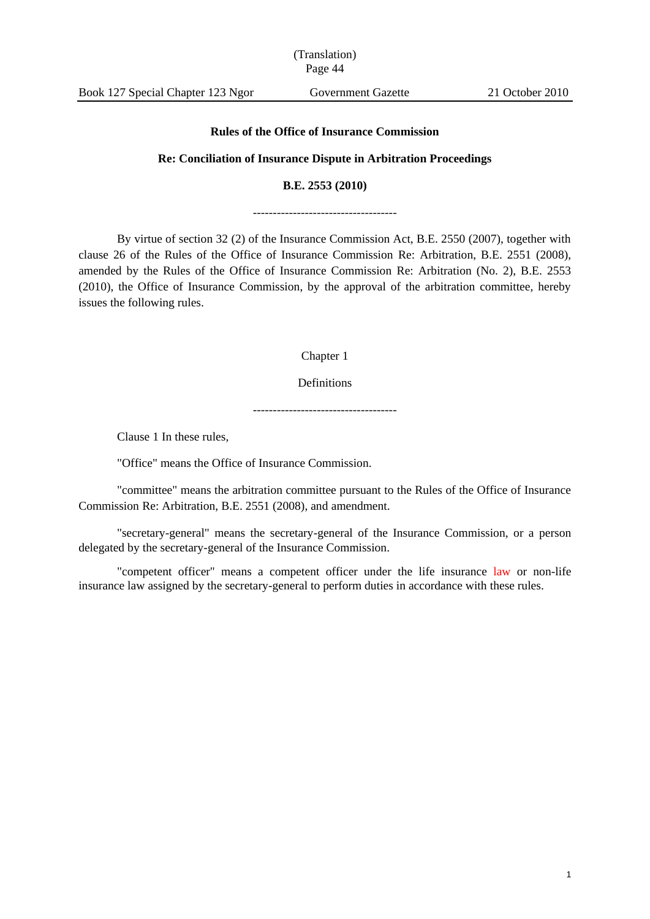(Translation)

Book 127 Special Chapter 123 Ngor | Government Gazette | 21 October 2010

**Rules of the Office of Insurance Commission**

**Re: Conciliation of Insurance Dispute in Arbitration Proceedings**

**B.E. 2553 (2010)**

------------------------------------

By virtue of section 32 (2) of the Insurance Commission Act, B.E. 2550 (2007), together with clause 26 of the Rules of the Office of Insurance Commission Re: Arbitration, B.E. 2551 (2008), amended by the Rules of the Office of Insurance Commission Re: Arbitration (No. 2), B.E. 2553 (2010), the Office of Insurance Commission, by the approval of the arbitration committee, hereby issues the following rules.

Chapter 1

Definitions

------------------------------------

Clause 1 In these rules,

"Office" means the Office of Insurance Commission.

"committee" means the arbitration committee pursuant to the Rules of the Office of Insurance Commission Re: Arbitration, B.E. 2551 (2008), and amendment.

"secretary-general" means the secretary-general of the Insurance Commission, or a person delegated by the secretary-general of the Insurance Commission.

"competent officer" means a competent officer under the life insurance law or non-life insurance law assigned by the secretary-general to perform duties in accordance with these rules.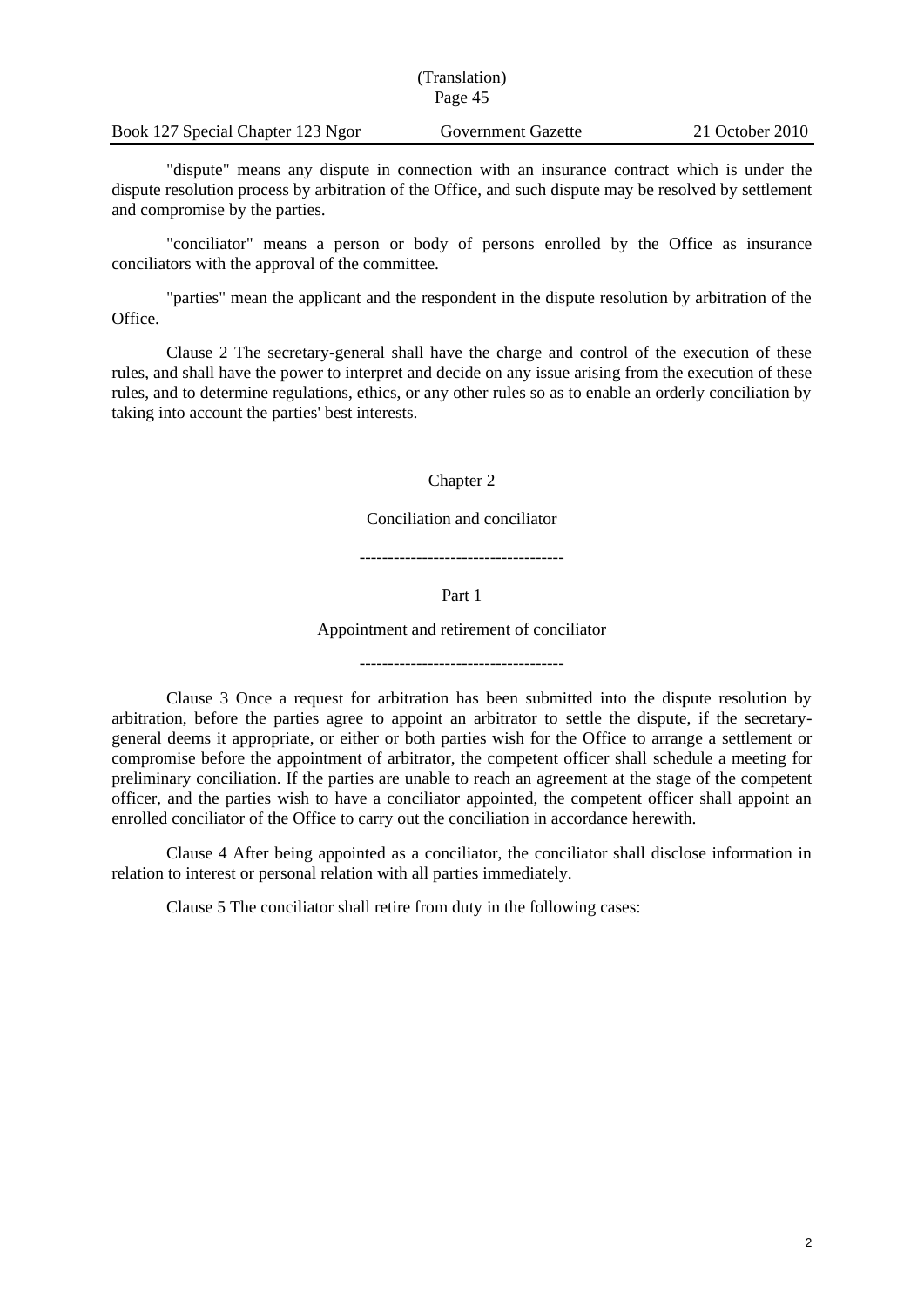"dispute" means any dispute in connection with an insurance contract which is under the dispute resolution process by arbitration of the Office, and such dispute may be resolved by settlement and compromise by the parties.

"conciliator" means a person or body of persons enrolled by the Office as insurance conciliators with the approval of the committee.

"parties" mean the applicant and the respondent in the dispute resolution by arbitration of the Office.

Clause 2 The secretary-general shall have the charge and control of the execution of these rules, and shall have the power to interpret and decide on any issue arising from the execution of these rules, and to determine regulations, ethics, or any other rules so as to enable an orderly conciliation by taking into account the parties' best interests.

## Chapter 2

## Conciliation and conciliator

------------------------------------

### Part 1

### Appointment and retirement of conciliator

------------------------------------

Clause 3 Once a request for arbitration has been submitted into the dispute resolution by arbitration, before the parties agree to appoint an arbitrator to settle the dispute, if the secretary-general deems it appropriate, or either or both parties wish for the Office to arrange a settlement or compromise before the appointment of arbitrator, the competent officer shall schedule a meeting for preliminary conciliation. If the parties are unable to reach an agreement at the stage of the competent officer, and the parties wish to have a conciliator appointed, the competent officer shall appoint an enrolled conciliator of the Office to carry out the conciliation in accordance herewith.

Clause 4 After being appointed as a conciliator, the conciliator shall disclose information in relation to interest or personal relation with all parties immediately.

Clause 5 The conciliator shall retire from duty in the following cases: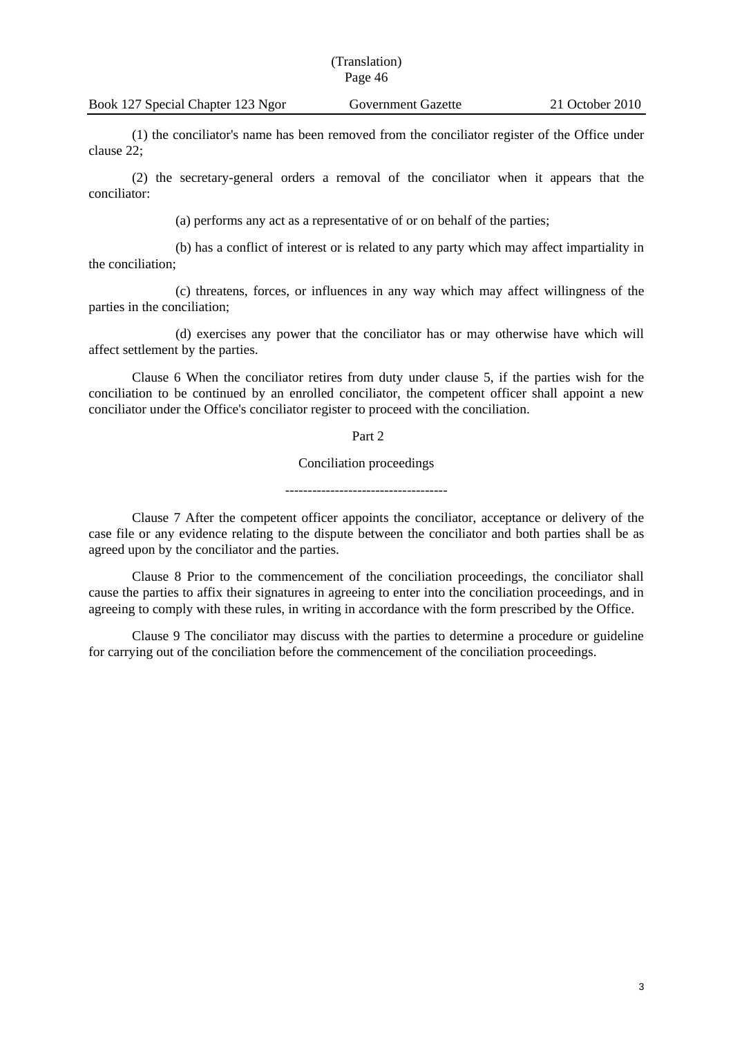(1) the conciliator's name has been removed from the conciliator register of the Office under clause 22;

(2) the secretary-general orders a removal of the conciliator when it appears that the conciliator:

(a) performs any act as a representative of or on behalf of the parties;

(b) has a conflict of interest or is related to any party which may affect impartiality in the conciliation;

(c) threatens, forces, or influences in any way which may affect willingness of the parties in the conciliation;

(d) exercises any power that the conciliator has or may otherwise have which will affect settlement by the parties.

Clause 6 When the conciliator retires from duty under clause 5, if the parties wish for the conciliation to be continued by an enrolled conciliator, the competent officer shall appoint a new conciliator under the Office's conciliator register to proceed with the conciliation.

## Part 2

## Conciliation proceedings

------------------------------------

Clause 7 After the competent officer appoints the conciliator, acceptance or delivery of the case file or any evidence relating to the dispute between the conciliator and both parties shall be as agreed upon by the conciliator and the parties.

Clause 8 Prior to the commencement of the conciliation proceedings, the conciliator shall cause the parties to affix their signatures in agreeing to enter into the conciliation proceedings, and in agreeing to comply with these rules, in writing in accordance with the form prescribed by the Office.

Clause 9 The conciliator may discuss with the parties to determine a procedure or guideline for carrying out of the conciliation before the commencement of the conciliation proceedings.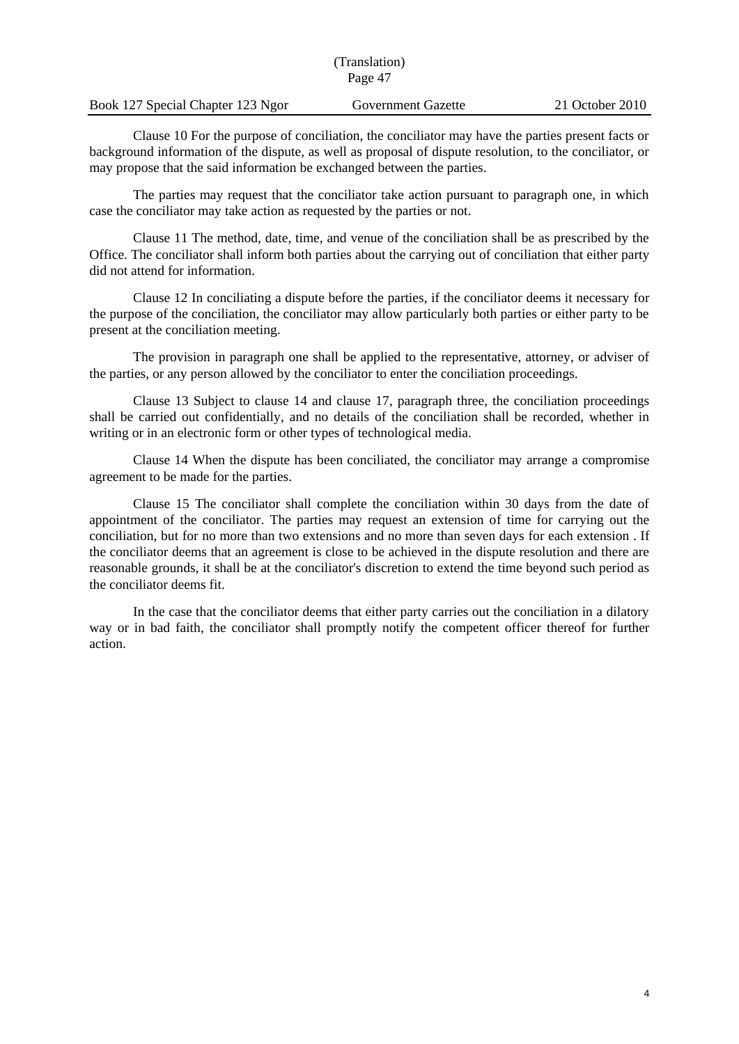Clause 10 For the purpose of conciliation, the conciliator may have the parties present facts or background information of the dispute, as well as proposal of dispute resolution, to the conciliator, or may propose that the said information be exchanged between the parties.

The parties may request that the conciliator take action pursuant to paragraph one, in which case the conciliator may take action as requested by the parties or not.

Clause 11 The method, date, time, and venue of the conciliation shall be as prescribed by the Office. The conciliator shall inform both parties about the carrying out of conciliation that either party did not attend for information.

Clause 12 In conciliating a dispute before the parties, if the conciliator deems it necessary for the purpose of the conciliation, the conciliator may allow particularly both parties or either party to be present at the conciliation meeting.

The provision in paragraph one shall be applied to the representative, attorney, or adviser of the parties, or any person allowed by the conciliator to enter the conciliation proceedings.

Clause 13 Subject to clause 14 and clause 17, paragraph three, the conciliation proceedings shall be carried out confidentially, and no details of the conciliation shall be recorded, whether in writing or in an electronic form or other types of technological media.

Clause 14 When the dispute has been conciliated, the conciliator may arrange a compromise agreement to be made for the parties.

Clause 15 The conciliator shall complete the conciliation within 30 days from the date of appointment of the conciliator. The parties may request an extension of time for carrying out the conciliation, but for no more than two extensions and no more than seven days for each extension . If the conciliator deems that an agreement is close to be achieved in the dispute resolution and there are reasonable grounds, it shall be at the conciliator's discretion to extend the time beyond such period as the conciliator deems fit.

In the case that the conciliator deems that either party carries out the conciliation in a dilatory way or in bad faith, the conciliator shall promptly notify the competent officer thereof for further action.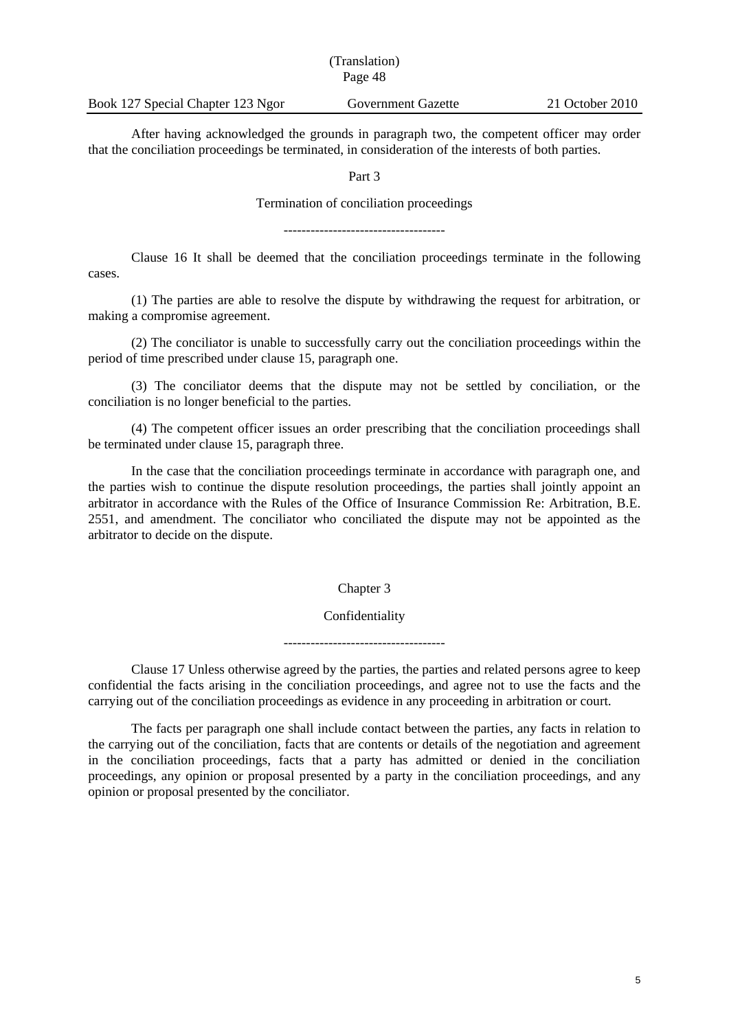After having acknowledged the grounds in paragraph two, the competent officer may order that the conciliation proceedings be terminated, in consideration of the interests of both parties.

### Part 3

### Termination of conciliation proceedings

------------------------------------

Clause 16 It shall be deemed that the conciliation proceedings terminate in the following cases.

(1) The parties are able to resolve the dispute by withdrawing the request for arbitration, or making a compromise agreement.

(2) The conciliator is unable to successfully carry out the conciliation proceedings within the period of time prescribed under clause 15, paragraph one.

(3) The conciliator deems that the dispute may not be settled by conciliation, or the conciliation is no longer beneficial to the parties.

(4) The competent officer issues an order prescribing that the conciliation proceedings shall be terminated under clause 15, paragraph three.

In the case that the conciliation proceedings terminate in accordance with paragraph one, and the parties wish to continue the dispute resolution proceedings, the parties shall jointly appoint an arbitrator in accordance with the Rules of the Office of Insurance Commission Re: Arbitration, B.E. 2551, and amendment. The conciliator who conciliated the dispute may not be appointed as the arbitrator to decide on the dispute.

## Chapter 3

## Confidentiality

------------------------------------

Clause 17 Unless otherwise agreed by the parties, the parties and related persons agree to keep confidential the facts arising in the conciliation proceedings, and agree not to use the facts and the carrying out of the conciliation proceedings as evidence in any proceeding in arbitration or court.

The facts per paragraph one shall include contact between the parties, any facts in relation to the carrying out of the conciliation, facts that are contents or details of the negotiation and agreement in the conciliation proceedings, facts that a party has admitted or denied in the conciliation proceedings, any opinion or proposal presented by a party in the conciliation proceedings, and any opinion or proposal presented by the conciliator.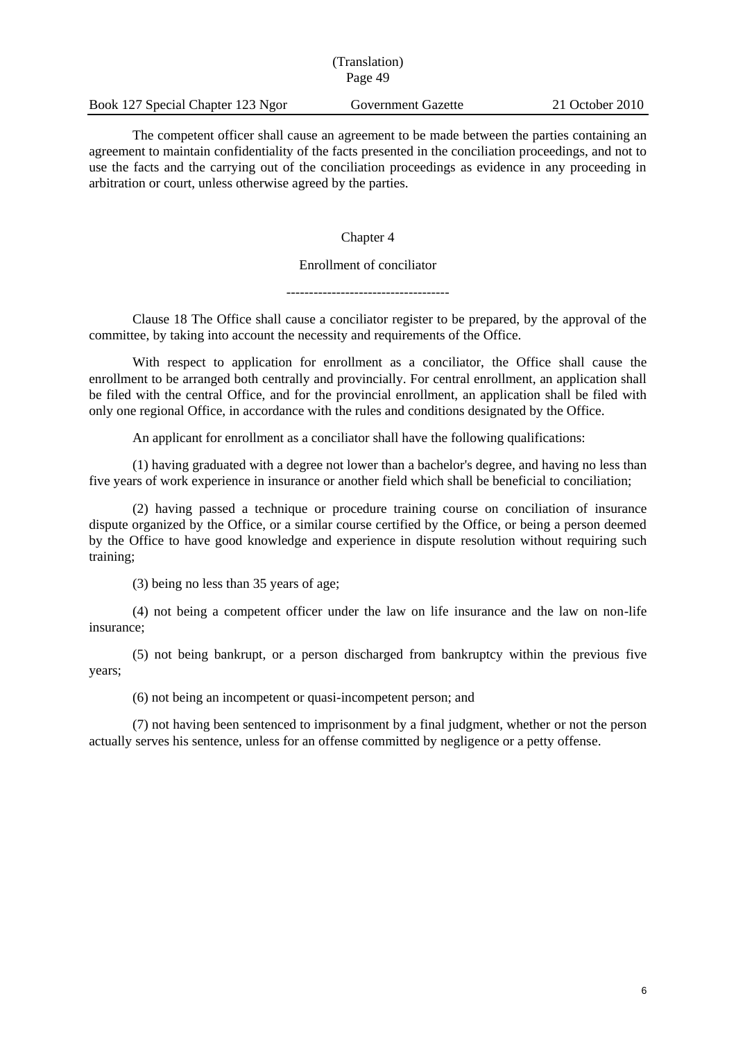The competent officer shall cause an agreement to be made between the parties containing an agreement to maintain confidentiality of the facts presented in the conciliation proceedings, and not to use the facts and the carrying out of the conciliation proceedings as evidence in any proceeding in arbitration or court, unless otherwise agreed by the parties.

## Chapter 4

## Enrollment of conciliator

-----------------------------------

Clause 18 The Office shall cause a conciliator register to be prepared, by the approval of the committee, by taking into account the necessity and requirements of the Office.

With respect to application for enrollment as a conciliator, the Office shall cause the enrollment to be arranged both centrally and provincially. For central enrollment, an application shall be filed with the central Office, and for the provincial enrollment, an application shall be filed with only one regional Office, in accordance with the rules and conditions designated by the Office.

An applicant for enrollment as a conciliator shall have the following qualifications:

(1) having graduated with a degree not lower than a bachelor's degree, and having no less than five years of work experience in insurance or another field which shall be beneficial to conciliation;

(2) having passed a technique or procedure training course on conciliation of insurance dispute organized by the Office, or a similar course certified by the Office, or being a person deemed by the Office to have good knowledge and experience in dispute resolution without requiring such training;

(3) being no less than 35 years of age;

(4) not being a competent officer under the law on life insurance and the law on non-life insurance;

(5) not being bankrupt, or a person discharged from bankruptcy within the previous five years;

(6) not being an incompetent or quasi-incompetent person; and

(7) not having been sentenced to imprisonment by a final judgment, whether or not the person actually serves his sentence, unless for an offense committed by negligence or a petty offense.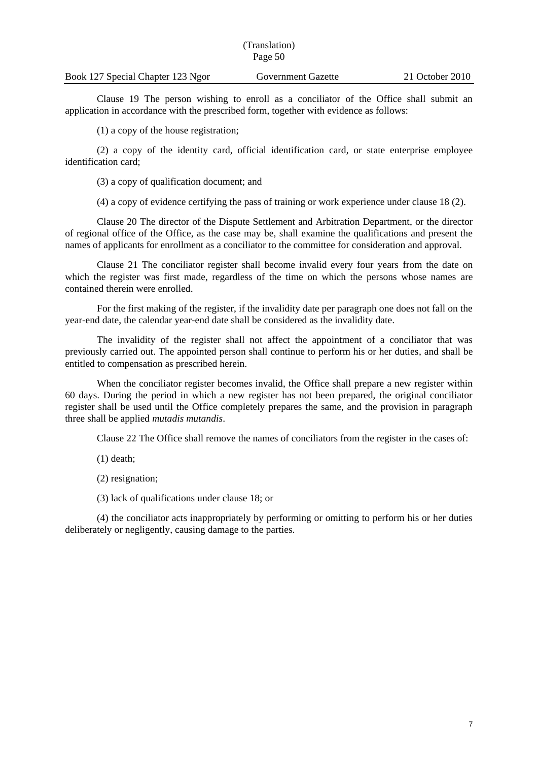Clause 19 The person wishing to enroll as a conciliator of the Office shall submit an application in accordance with the prescribed form, together with evidence as follows:

(1) a copy of the house registration;

(2) a copy of the identity card, official identification card, or state enterprise employee identification card;

(3) a copy of qualification document; and

(4) a copy of evidence certifying the pass of training or work experience under clause 18 (2).

Clause 20 The director of the Dispute Settlement and Arbitration Department, or the director of regional office of the Office, as the case may be, shall examine the qualifications and present the names of applicants for enrollment as a conciliator to the committee for consideration and approval.

Clause 21 The conciliator register shall become invalid every four years from the date on which the register was first made, regardless of the time on which the persons whose names are contained therein were enrolled.

For the first making of the register, if the invalidity date per paragraph one does not fall on the year-end date, the calendar year-end date shall be considered as the invalidity date.

The invalidity of the register shall not affect the appointment of a conciliator that was previously carried out. The appointed person shall continue to perform his or her duties, and shall be entitled to compensation as prescribed herein.

When the conciliator register becomes invalid, the Office shall prepare a new register within 60 days. During the period in which a new register has not been prepared, the original conciliator register shall be used until the Office completely prepares the same, and the provision in paragraph three shall be applied *mutadis mutandis*.

Clause 22 The Office shall remove the names of conciliators from the register in the cases of:

(1) death;

(2) resignation;

(3) lack of qualifications under clause 18; or

(4) the conciliator acts inappropriately by performing or omitting to perform his or her duties deliberately or negligently, causing damage to the parties.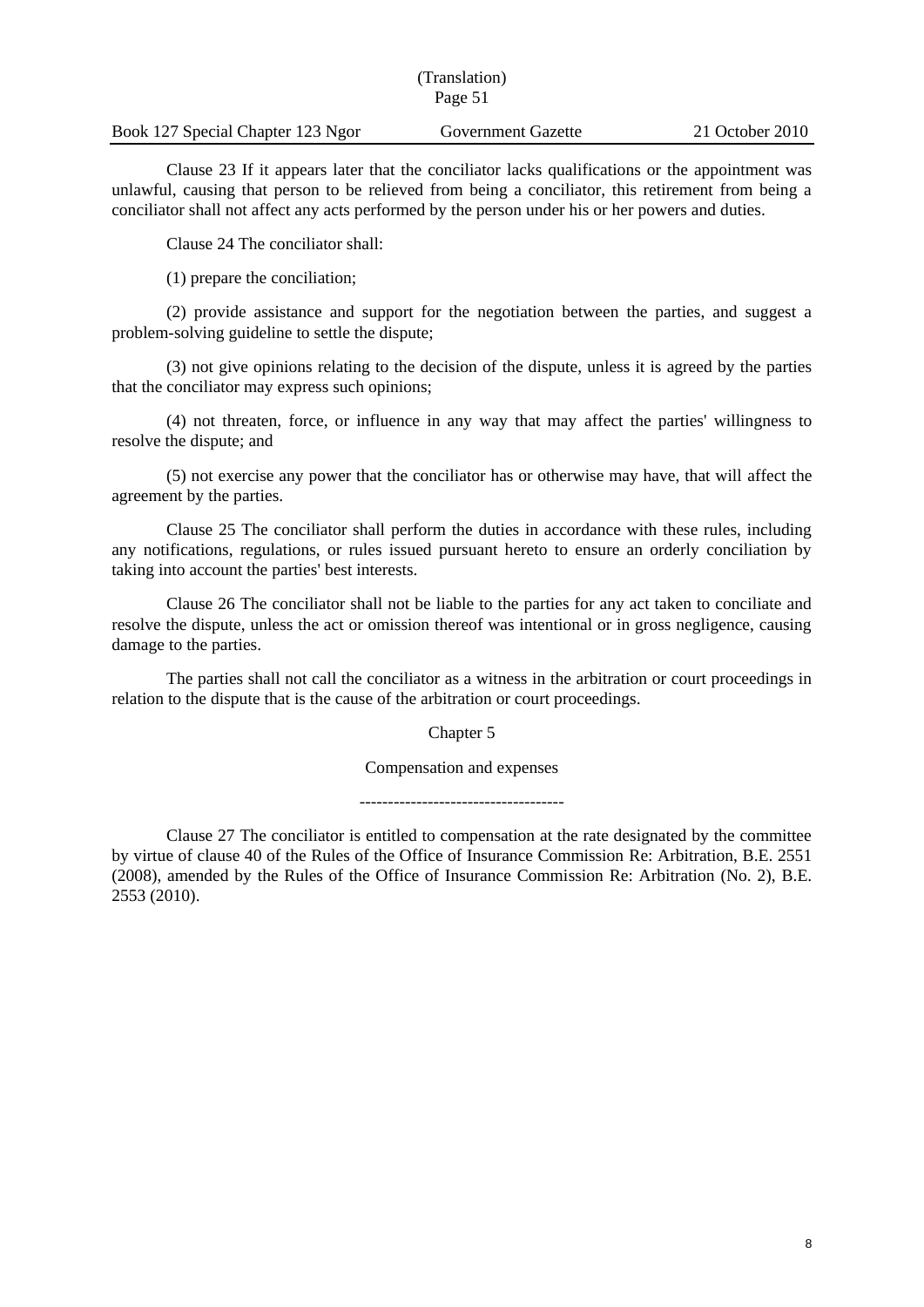Clause 23 If it appears later that the conciliator lacks qualifications or the appointment was unlawful, causing that person to be relieved from being a conciliator, this retirement from being a conciliator shall not affect any acts performed by the person under his or her powers and duties.

Clause 24 The conciliator shall:

(1) prepare the conciliation;

(2) provide assistance and support for the negotiation between the parties, and suggest a problem-solving guideline to settle the dispute;

(3) not give opinions relating to the decision of the dispute, unless it is agreed by the parties that the conciliator may express such opinions;

(4) not threaten, force, or influence in any way that may affect the parties' willingness to resolve the dispute; and

(5) not exercise any power that the conciliator has or otherwise may have, that will affect the agreement by the parties.

Clause 25 The conciliator shall perform the duties in accordance with these rules, including any notifications, regulations, or rules issued pursuant hereto to ensure an orderly conciliation by taking into account the parties' best interests.

Clause 26 The conciliator shall not be liable to the parties for any act taken to conciliate and resolve the dispute, unless the act or omission thereof was intentional or in gross negligence, causing damage to the parties.

The parties shall not call the conciliator as a witness in the arbitration or court proceedings in relation to the dispute that is the cause of the arbitration or court proceedings.

## Chapter 5

## Compensation and expenses

-----------------------------------

Clause 27 The conciliator is entitled to compensation at the rate designated by the committee by virtue of clause 40 of the Rules of the Office of Insurance Commission Re: Arbitration, B.E. 2551 (2008), amended by the Rules of the Office of Insurance Commission Re: Arbitration (No. 2), B.E. 2553 (2010).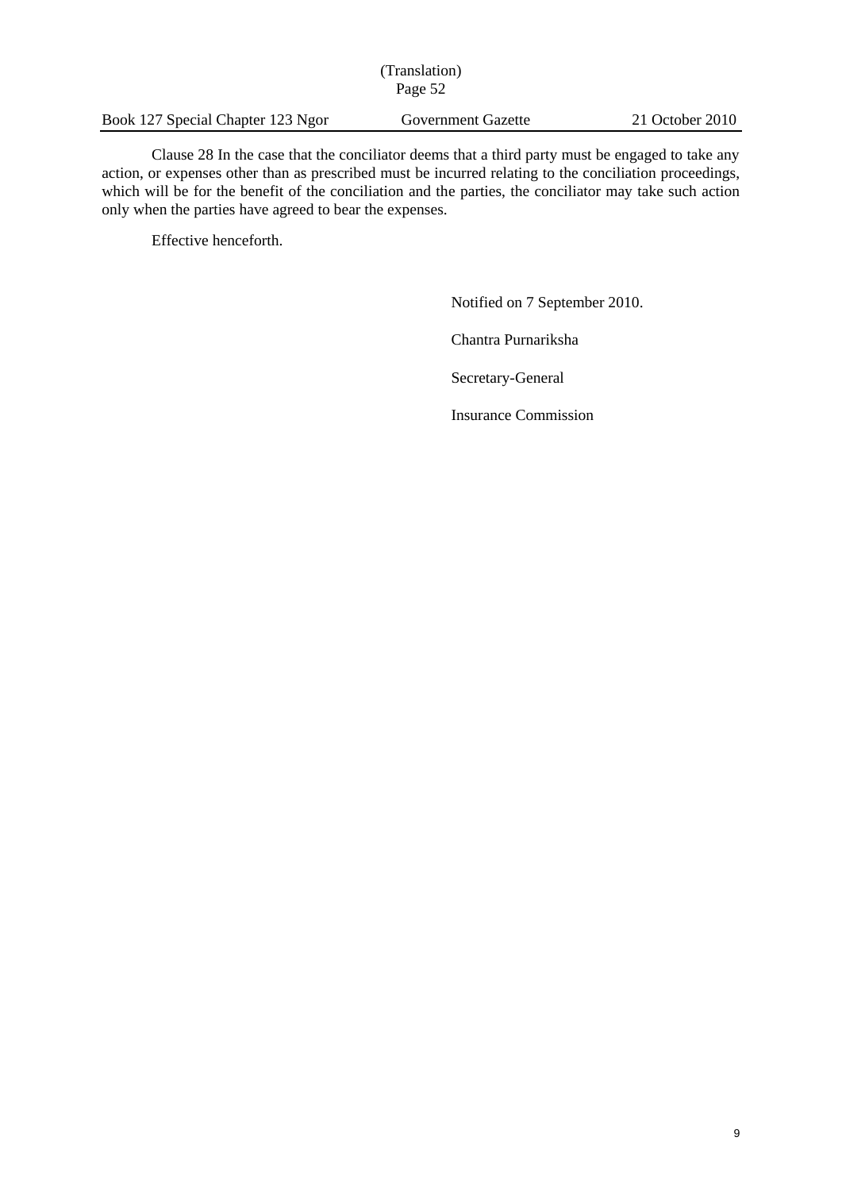Clause 28 In the case that the conciliator deems that a third party must be engaged to take any action, or expenses other than as prescribed must be incurred relating to the conciliation proceedings, which will be for the benefit of the conciliation and the parties, the conciliator may take such action only when the parties have agreed to bear the expenses.

Effective henceforth.

Notified on 7 September 2010.

Chantra Purnariksha

Secretary-General

Insurance Commission